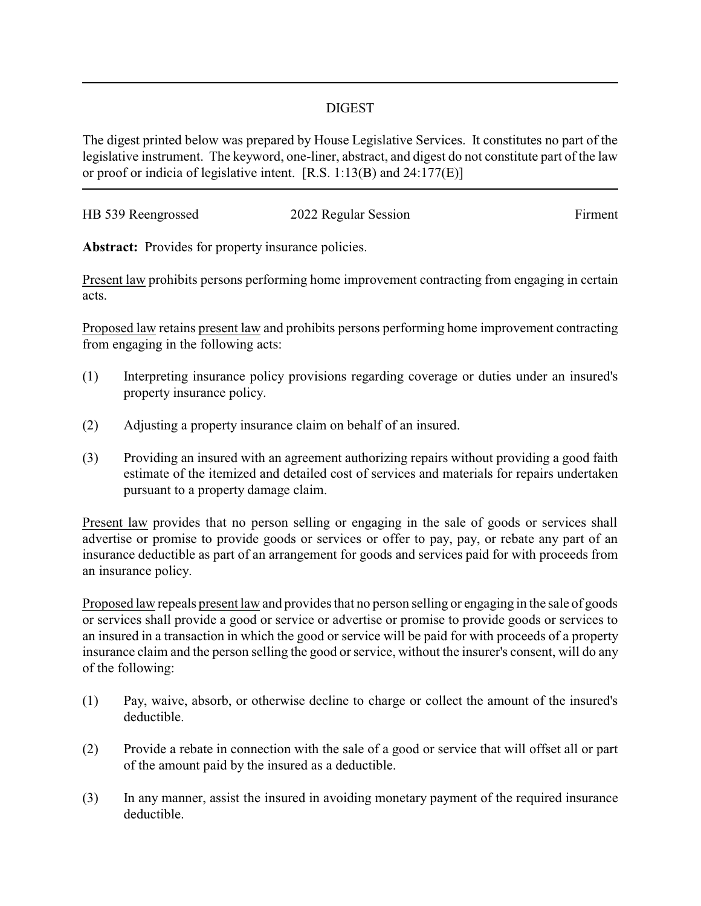## DIGEST

The digest printed below was prepared by House Legislative Services. It constitutes no part of the legislative instrument. The keyword, one-liner, abstract, and digest do not constitute part of the law or proof or indicia of legislative intent. [R.S. 1:13(B) and 24:177(E)]

HB 539 Reengrossed 2022 Regular Session Firment

**Abstract:** Provides for property insurance policies.

Present law prohibits persons performing home improvement contracting from engaging in certain acts.

Proposed law retains present law and prohibits persons performing home improvement contracting from engaging in the following acts:

(1) Interpreting insurance policy provisions regarding coverage or duties under an insured's property insurance policy.

(2) Adjusting a property insurance claim on behalf of an insured.

(3) Providing an insured with an agreement authorizing repairs without providing a good faith estimate of the itemized and detailed cost of services and materials for repairs undertaken pursuant to a property damage claim.

Present law provides that no person selling or engaging in the sale of goods or services shall advertise or promise to provide goods or services or offer to pay, pay, or rebate any part of an insurance deductible as part of an arrangement for goods and services paid for with proceeds from an insurance policy.

Proposed law repeals present law and provides that no person selling or engaging in the sale of goods or services shall provide a good or service or advertise or promise to provide goods or services to an insured in a transaction in which the good or service will be paid for with proceeds of a property insurance claim and the person selling the good or service, without the insurer's consent, will do any of the following:

(1) Pay, waive, absorb, or otherwise decline to charge or collect the amount of the insured's deductible.

(2) Provide a rebate in connection with the sale of a good or service that will offset all or part of the amount paid by the insured as a deductible.

(3) In any manner, assist the insured in avoiding monetary payment of the required insurance deductible.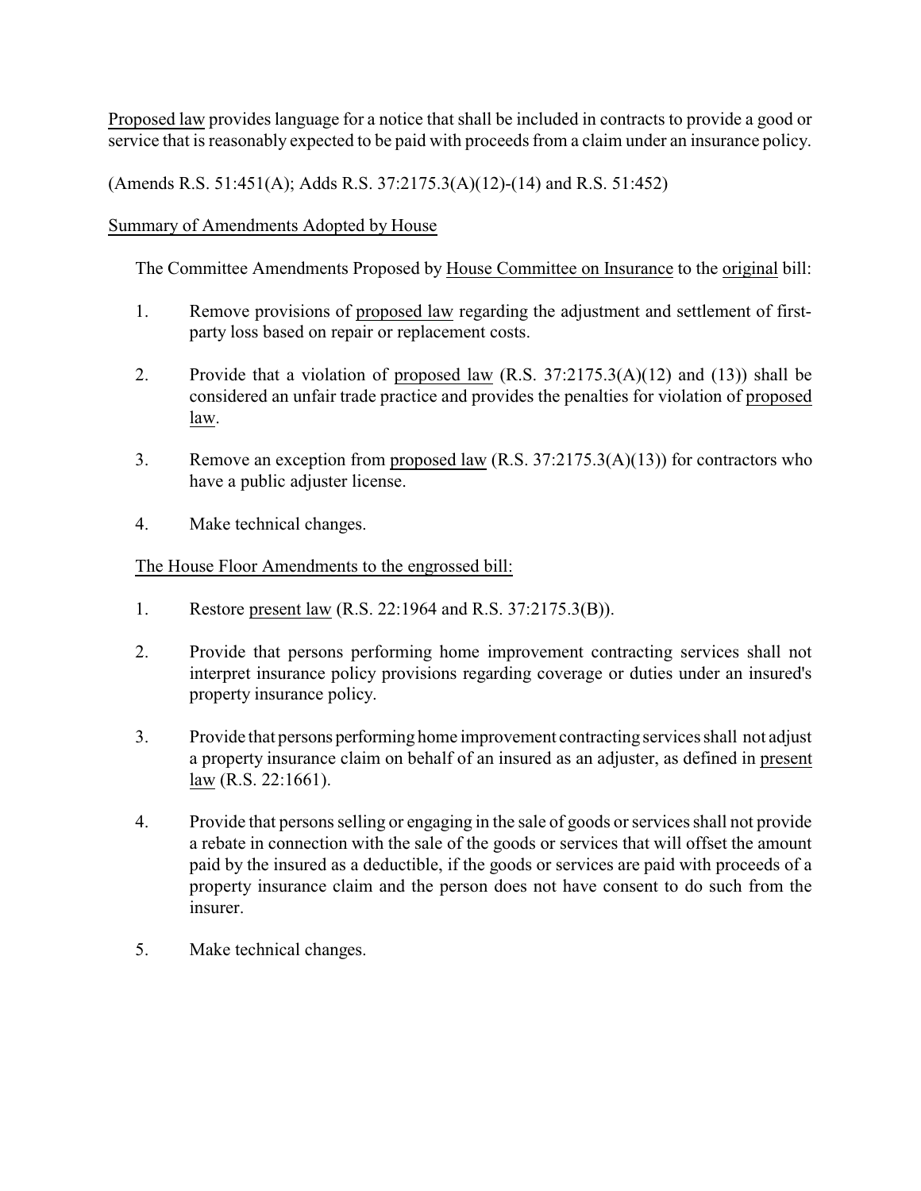Proposed law provides language for a notice that shall be included in contracts to provide a good or service that is reasonably expected to be paid with proceeds from a claim under an insurance policy.

(Amends R.S. 51:451(A); Adds R.S. 37:2175.3(A)(12)-(14) and R.S. 51:452)

Summary of Amendments Adopted by House

The Committee Amendments Proposed by House Committee on Insurance to the original bill:

1. Remove provisions of proposed law regarding the adjustment and settlement of first-party loss based on repair or replacement costs.
2. Provide that a violation of proposed law (R.S. 37:2175.3(A)(12) and (13)) shall be considered an unfair trade practice and provides the penalties for violation of proposed law.
3. Remove an exception from proposed law (R.S. 37:2175.3(A)(13)) for contractors who have a public adjuster license.
4. Make technical changes.

The House Floor Amendments to the engrossed bill:

1. Restore present law (R.S. 22:1964 and R.S. 37:2175.3(B)).
2. Provide that persons performing home improvement contracting services shall not interpret insurance policy provisions regarding coverage or duties under an insured's property insurance policy.
3. Provide that persons performing home improvement contracting services shall not adjust a property insurance claim on behalf of an insured as an adjuster, as defined in present law (R.S. 22:1661).
4. Provide that persons selling or engaging in the sale of goods or services shall not provide a rebate in connection with the sale of the goods or services that will offset the amount paid by the insured as a deductible, if the goods or services are paid with proceeds of a property insurance claim and the person does not have consent to do such from the insurer.
5. Make technical changes.